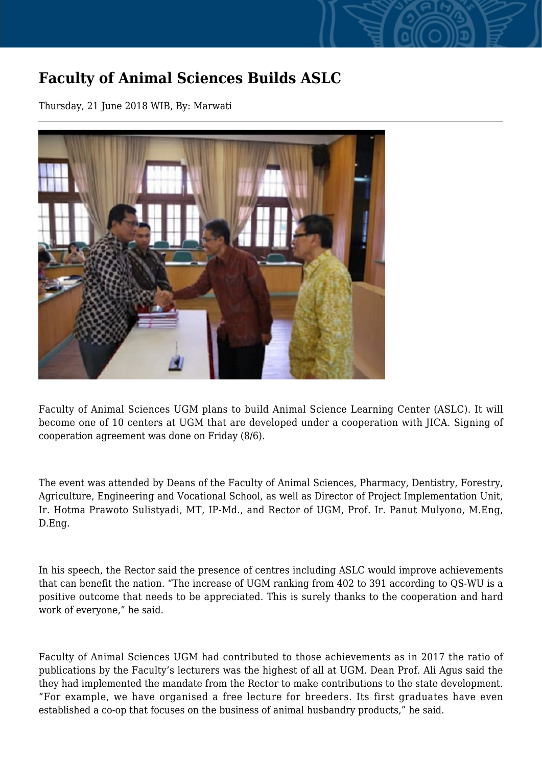# Faculty of Animal Sciences Builds ASLC

Thursday, 21 June 2018 WIB, By: Marwati

Faculty of Animal Sciences UGM plans to build Animal Science Learning Center (ASLC). It will become one of 10 centers at UGM that are developed under a cooperation with JICA. Signing of cooperation agreement was done on Friday (8/6).

The event was attended by Deans of the Faculty of Animal Sciences, Pharmacy, Dentistry, Forestry, Agriculture, Engineering and Vocational School, as well as Director of Project Implementation Unit, Ir. Hotma Prawoto Sulistyadi, MT, IP-Md., and Rector of UGM, Prof. Ir. Panut Mulyono, M.Eng, D.Eng.

In his speech, the Rector said the presence of centres including ASLC would improve achievements that can benefit the nation. "The increase of UGM ranking from 402 to 391 according to QS-WU is a positive outcome that needs to be appreciated. This is surely thanks to the cooperation and hard work of everyone," he said.

Faculty of Animal Sciences UGM had contributed to those achievements as in 2017 the ratio of publications by the Faculty's lecturers was the highest of all at UGM. Dean Prof. Ali Agus said the they had implemented the mandate from the Rector to make contributions to the state development. "For example, we have organised a free lecture for breeders. Its first graduates have even established a co-op that focuses on the business of animal husbandry products," he said.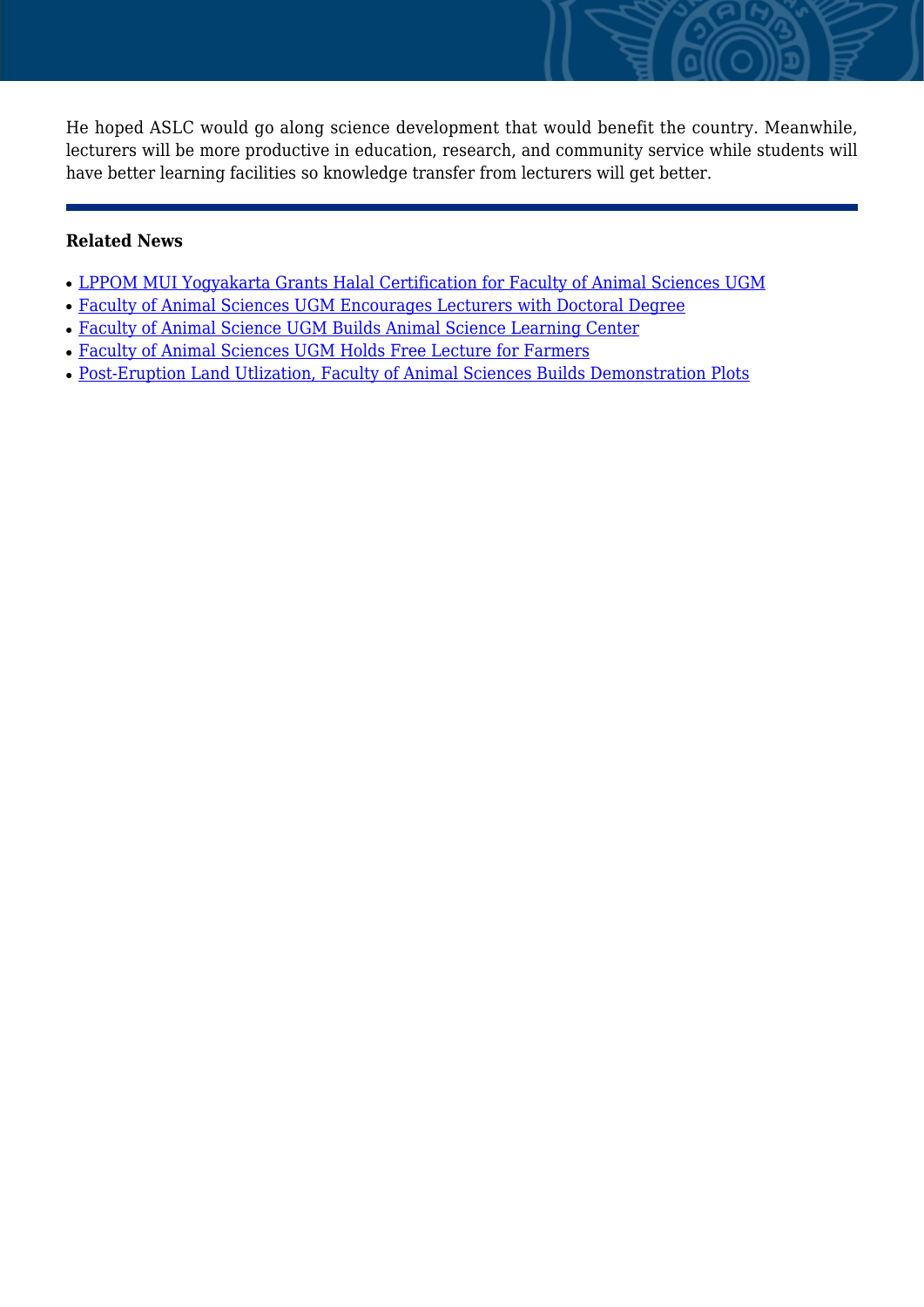He hoped ASLC would go along science development that would benefit the country. Meanwhile, lecturers will be more productive in education, research, and community service while students will have better learning facilities so knowledge transfer from lecturers will get better.

---

**Related News**

- LPPOM MUI Yogyakarta Grants Halal Certification for Faculty of Animal Sciences UGM
- Faculty of Animal Sciences UGM Encourages Lecturers with Doctoral Degree
- Faculty of Animal Science UGM Builds Animal Science Learning Center
- Faculty of Animal Sciences UGM Holds Free Lecture for Farmers
- Post-Eruption Land Utlization, Faculty of Animal Sciences Builds Demonstration Plots